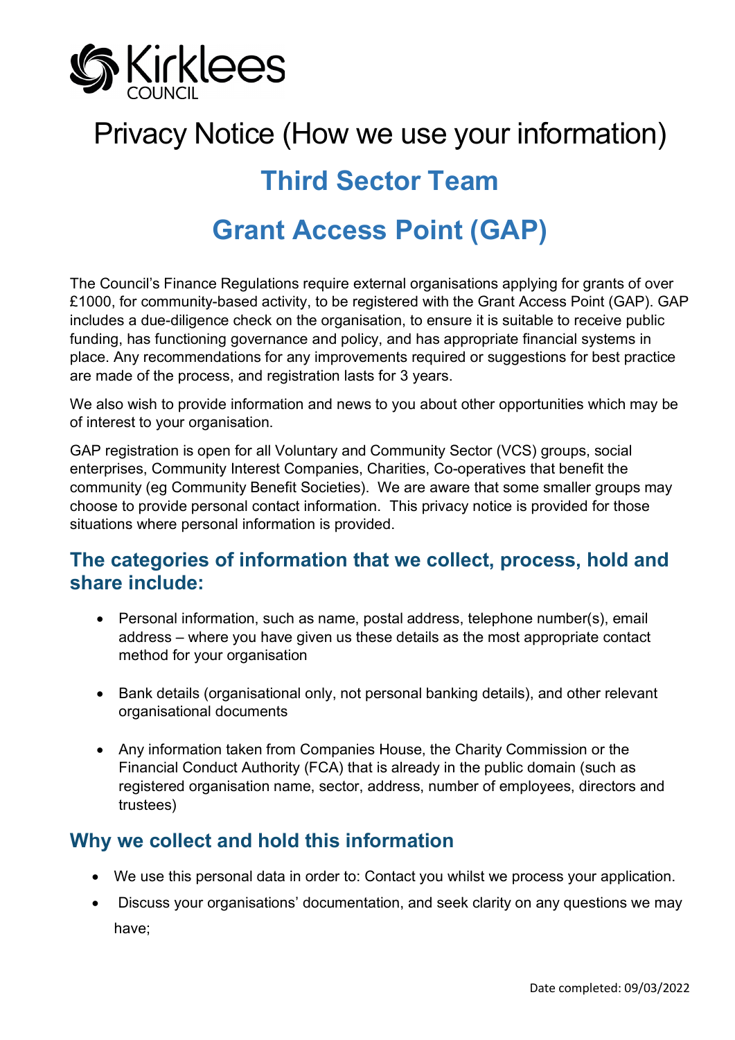Kirklees COUNCIL

# Privacy Notice (How we use your information)

## Third Sector Team

## Grant Access Point (GAP)

The Council's Finance Regulations require external organisations applying for grants of over £1000, for community-based activity, to be registered with the Grant Access Point (GAP). GAP includes a due-diligence check on the organisation, to ensure it is suitable to receive public funding, has functioning governance and policy, and has appropriate financial systems in place. Any recommendations for any improvements required or suggestions for best practice are made of the process, and registration lasts for 3 years.

We also wish to provide information and news to you about other opportunities which may be of interest to your organisation.

GAP registration is open for all Voluntary and Community Sector (VCS) groups, social enterprises, Community Interest Companies, Charities, Co-operatives that benefit the community (eg Community Benefit Societies). We are aware that some smaller groups may choose to provide personal contact information. This privacy notice is provided for those situations where personal information is provided.

## The categories of information that we collect, process, hold and share include:

- Personal information, such as name, postal address, telephone number(s), email address – where you have given us these details as the most appropriate contact method for your organisation
- Bank details (organisational only, not personal banking details), and other relevant organisational documents
- Any information taken from Companies House, the Charity Commission or the Financial Conduct Authority (FCA) that is already in the public domain (such as registered organisation name, sector, address, number of employees, directors and trustees)

## Why we collect and hold this information

- We use this personal data in order to: Contact you whilst we process your application.
- Discuss your organisations' documentation, and seek clarity on any questions we may have;

Date completed: 09/03/2022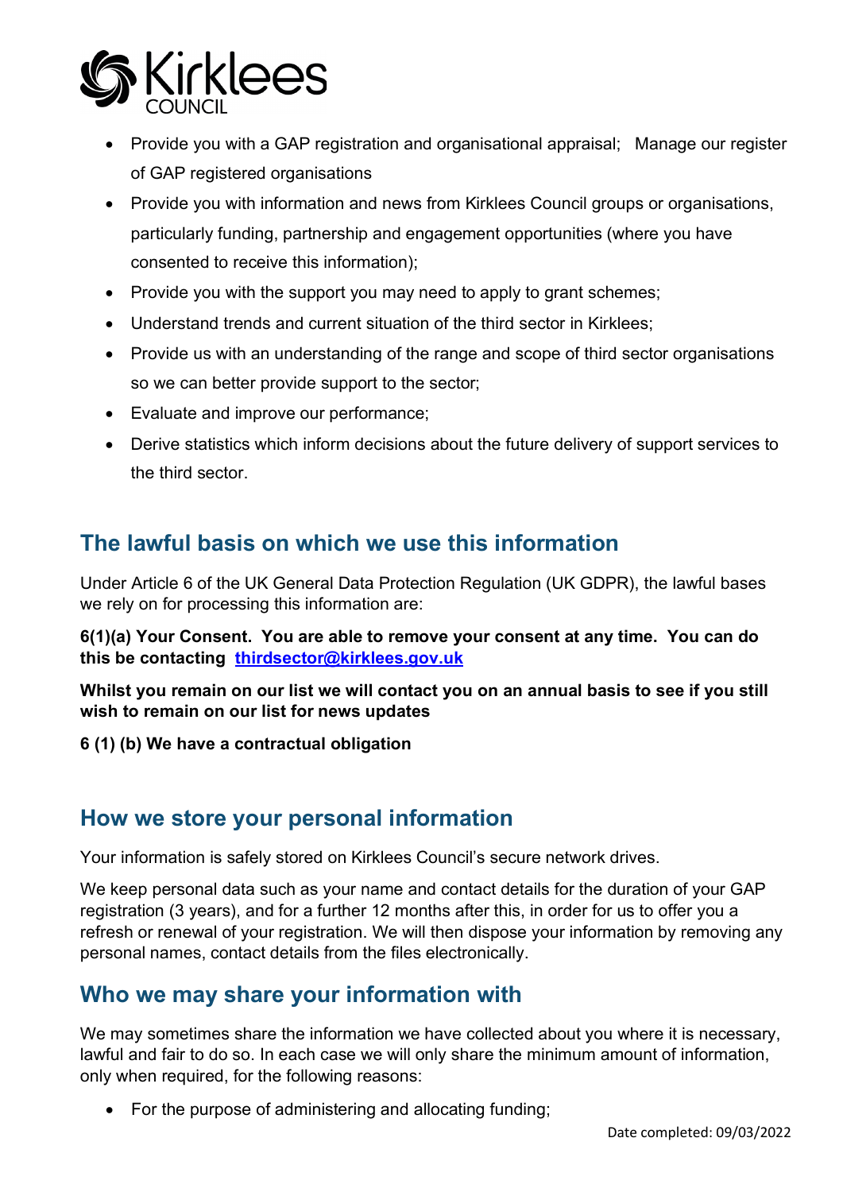- Provide you with a GAP registration and organisational appraisal; Manage our register of GAP registered organisations
- Provide you with information and news from Kirklees Council groups or organisations, particularly funding, partnership and engagement opportunities (where you have consented to receive this information);
- Provide you with the support you may need to apply to grant schemes;
- Understand trends and current situation of the third sector in Kirklees;
- Provide us with an understanding of the range and scope of third sector organisations so we can better provide support to the sector;
- Evaluate and improve our performance;
- Derive statistics which inform decisions about the future delivery of support services to the third sector.

## The lawful basis on which we use this information

Under Article 6 of the UK General Data Protection Regulation (UK GDPR), the lawful bases we rely on for processing this information are:

**6(1)(a) Your Consent. You are able to remove your consent at any time. You can do this be contacting thirdsector@kirklees.gov.uk**

**Whilst you remain on our list we will contact you on an annual basis to see if you still wish to remain on our list for news updates**

**6 (1) (b) We have a contractual obligation**

## How we store your personal information

Your information is safely stored on Kirklees Council's secure network drives.

We keep personal data such as your name and contact details for the duration of your GAP registration (3 years), and for a further 12 months after this, in order for us to offer you a refresh or renewal of your registration. We will then dispose your information by removing any personal names, contact details from the files electronically.

## Who we may share your information with

We may sometimes share the information we have collected about you where it is necessary, lawful and fair to do so. In each case we will only share the minimum amount of information, only when required, for the following reasons:

- For the purpose of administering and allocating funding;

Date completed: 09/03/2022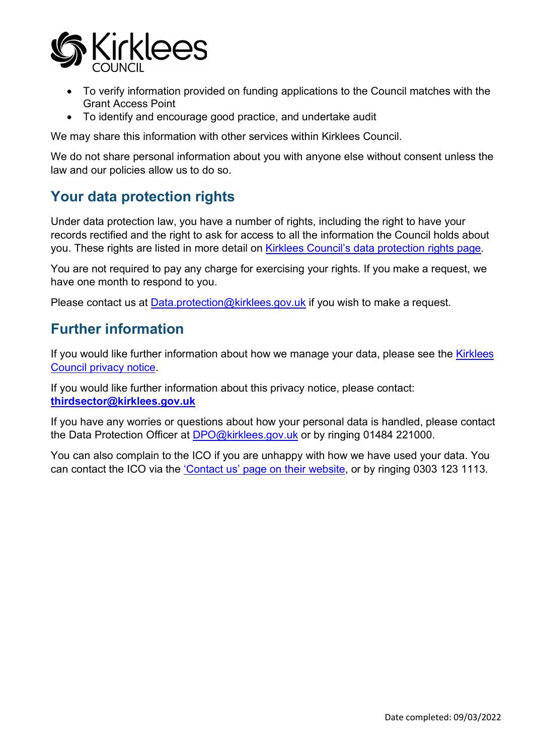- To verify information provided on funding applications to the Council matches with the Grant Access Point
- To identify and encourage good practice, and undertake audit

We may share this information with other services within Kirklees Council.

We do not share personal information about you with anyone else without consent unless the law and our policies allow us to do so.

## Your data protection rights

Under data protection law, you have a number of rights, including the right to have your records rectified and the right to ask for access to all the information the Council holds about you. These rights are listed in more detail on Kirklees Council's data protection rights page.

You are not required to pay any charge for exercising your rights. If you make a request, we have one month to respond to you.

Please contact us at Data.protection@kirklees.gov.uk if you wish to make a request.

## Further information

If you would like further information about how we manage your data, please see the Kirklees Council privacy notice.

If you would like further information about this privacy notice, please contact: **thirdsector@kirklees.gov.uk**

If you have any worries or questions about how your personal data is handled, please contact the Data Protection Officer at DPO@kirklees.gov.uk or by ringing 01484 221000.

You can also complain to the ICO if you are unhappy with how we have used your data. You can contact the ICO via the 'Contact us' page on their website, or by ringing 0303 123 1113.

Date completed: 09/03/2022